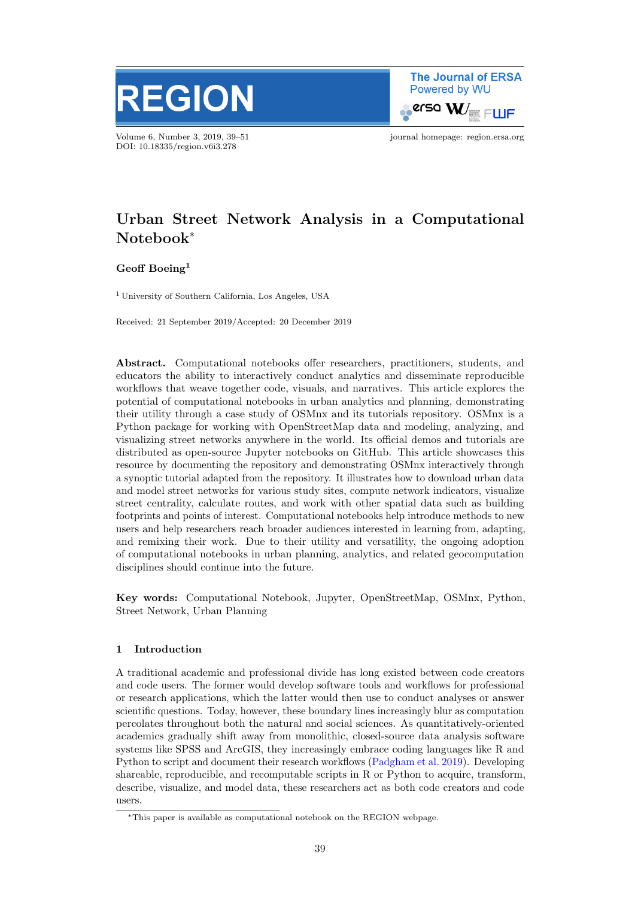# Urban Street Network Analysis in a Computational Notebook*

**Geoff Boeing**[1]

[1] University of Southern California, Los Angeles, USA

Received: 21 September 2019/Accepted: 20 December 2019

**Abstract.** Computational notebooks offer researchers, practitioners, students, and educators the ability to interactively conduct analytics and disseminate reproducible workflows that weave together code, visuals, and narratives. This article explores the potential of computational notebooks in urban analytics and planning, demonstrating their utility through a case study of OSMnx and its tutorials repository. OSMnx is a Python package for working with OpenStreetMap data and modeling, analyzing, and visualizing street networks anywhere in the world. Its official demos and tutorials are distributed as open-source Jupyter notebooks on GitHub. This article showcases this resource by documenting the repository and demonstrating OSMnx interactively through a synoptic tutorial adapted from the repository. It illustrates how to download urban data and model street networks for various study sites, compute network indicators, visualize street centrality, calculate routes, and work with other spatial data such as building footprints and points of interest. Computational notebooks help introduce methods to new users and help researchers reach broader audiences interested in learning from, adapting, and remixing their work. Due to their utility and versatility, the ongoing adoption of computational notebooks in urban planning, analytics, and related geocomputation disciplines should continue into the future.

**Key words:** Computational Notebook, Jupyter, OpenStreetMap, OSMnx, Python, Street Network, Urban Planning

## 1 Introduction

A traditional academic and professional divide has long existed between code creators and code users. The former would develop software tools and workflows for professional or research applications, which the latter would then use to conduct analyses or answer scientific questions. Today, however, these boundary lines increasingly blur as computation percolates throughout both the natural and social sciences. As quantitatively-oriented academics gradually shift away from monolithic, closed-source data analysis software systems like SPSS and ArcGIS, they increasingly embrace coding languages like R and Python to script and document their research workflows (Padgham et al. 2019). Developing shareable, reproducible, and recomputable scripts in R or Python to acquire, transform, describe, visualize, and model data, these researchers act as both code creators and code users.

*This paper is available as computational notebook on the REGION webpage.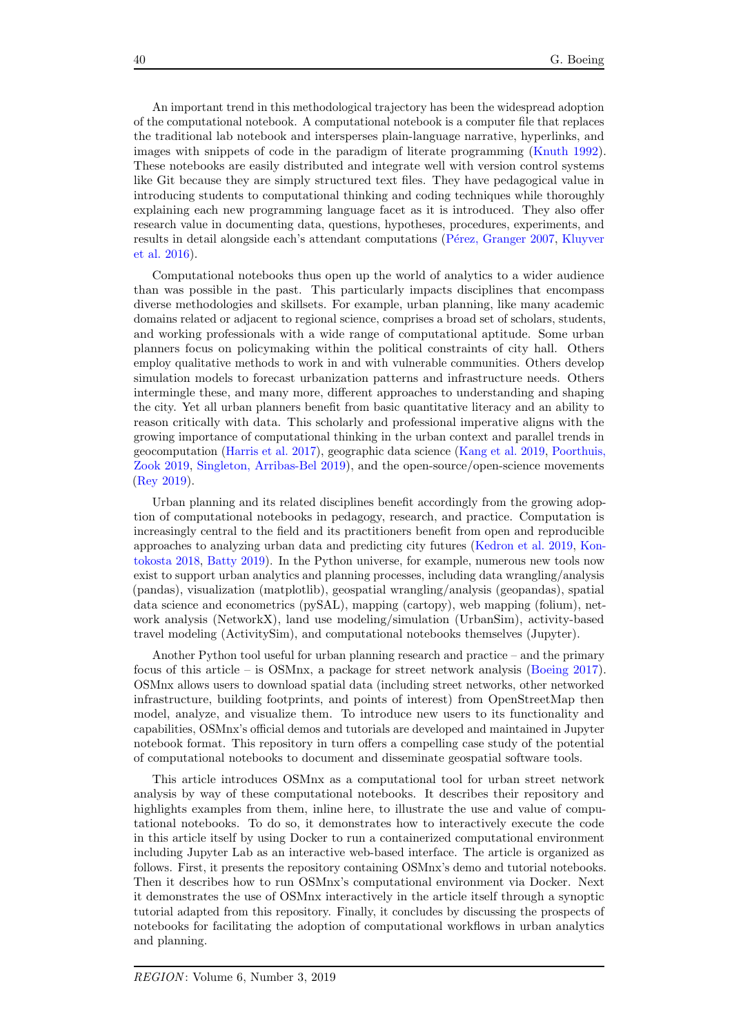An important trend in this methodological trajectory has been the widespread adoption of the computational notebook. A computational notebook is a computer file that replaces the traditional lab notebook and intersperses plain-language narrative, hyperlinks, and images with snippets of code in the paradigm of literate programming (Knuth 1992). These notebooks are easily distributed and integrate well with version control systems like Git because they are simply structured text files. They have pedagogical value in introducing students to computational thinking and coding techniques while thoroughly explaining each new programming language facet as it is introduced. They also offer research value in documenting data, questions, hypotheses, procedures, experiments, and results in detail alongside each's attendant computations (Pérez, Granger 2007, Kluyver et al. 2016).

Computational notebooks thus open up the world of analytics to a wider audience than was possible in the past. This particularly impacts disciplines that encompass diverse methodologies and skillsets. For example, urban planning, like many academic domains related or adjacent to regional science, comprises a broad set of scholars, students, and working professionals with a wide range of computational aptitude. Some urban planners focus on policymaking within the political constraints of city hall. Others employ qualitative methods to work in and with vulnerable communities. Others develop simulation models to forecast urbanization patterns and infrastructure needs. Others intermingle these, and many more, different approaches to understanding and shaping the city. Yet all urban planners benefit from basic quantitative literacy and an ability to reason critically with data. This scholarly and professional imperative aligns with the growing importance of computational thinking in the urban context and parallel trends in geocomputation (Harris et al. 2017), geographic data science (Kang et al. 2019, Poorthuis, Zook 2019, Singleton, Arribas-Bel 2019), and the open-source/open-science movements (Rey 2019).

Urban planning and its related disciplines benefit accordingly from the growing adoption of computational notebooks in pedagogy, research, and practice. Computation is increasingly central to the field and its practitioners benefit from open and reproducible approaches to analyzing urban data and predicting city futures (Kedron et al. 2019, Kontokosta 2018, Batty 2019). In the Python universe, for example, numerous new tools now exist to support urban analytics and planning processes, including data wrangling/analysis (pandas), visualization (matplotlib), geospatial wrangling/analysis (geopandas), spatial data science and econometrics (pySAL), mapping (cartopy), web mapping (folium), network analysis (NetworkX), land use modeling/simulation (UrbanSim), activity-based travel modeling (ActivitySim), and computational notebooks themselves (Jupyter).

Another Python tool useful for urban planning research and practice – and the primary focus of this article – is OSMnx, a package for street network analysis (Boeing 2017). OSMnx allows users to download spatial data (including street networks, other networked infrastructure, building footprints, and points of interest) from OpenStreetMap then model, analyze, and visualize them. To introduce new users to its functionality and capabilities, OSMnx's official demos and tutorials are developed and maintained in Jupyter notebook format. This repository in turn offers a compelling case study of the potential of computational notebooks to document and disseminate geospatial software tools.

This article introduces OSMnx as a computational tool for urban street network analysis by way of these computational notebooks. It describes their repository and highlights examples from them, inline here, to illustrate the use and value of computational notebooks. To do so, it demonstrates how to interactively execute the code in this article itself by using Docker to run a containerized computational environment including Jupyter Lab as an interactive web-based interface. The article is organized as follows. First, it presents the repository containing OSMnx's demo and tutorial notebooks. Then it describes how to run OSMnx's computational environment via Docker. Next it demonstrates the use of OSMnx interactively in the article itself through a synoptic tutorial adapted from this repository. Finally, it concludes by discussing the prospects of notebooks for facilitating the adoption of computational workflows in urban analytics and planning.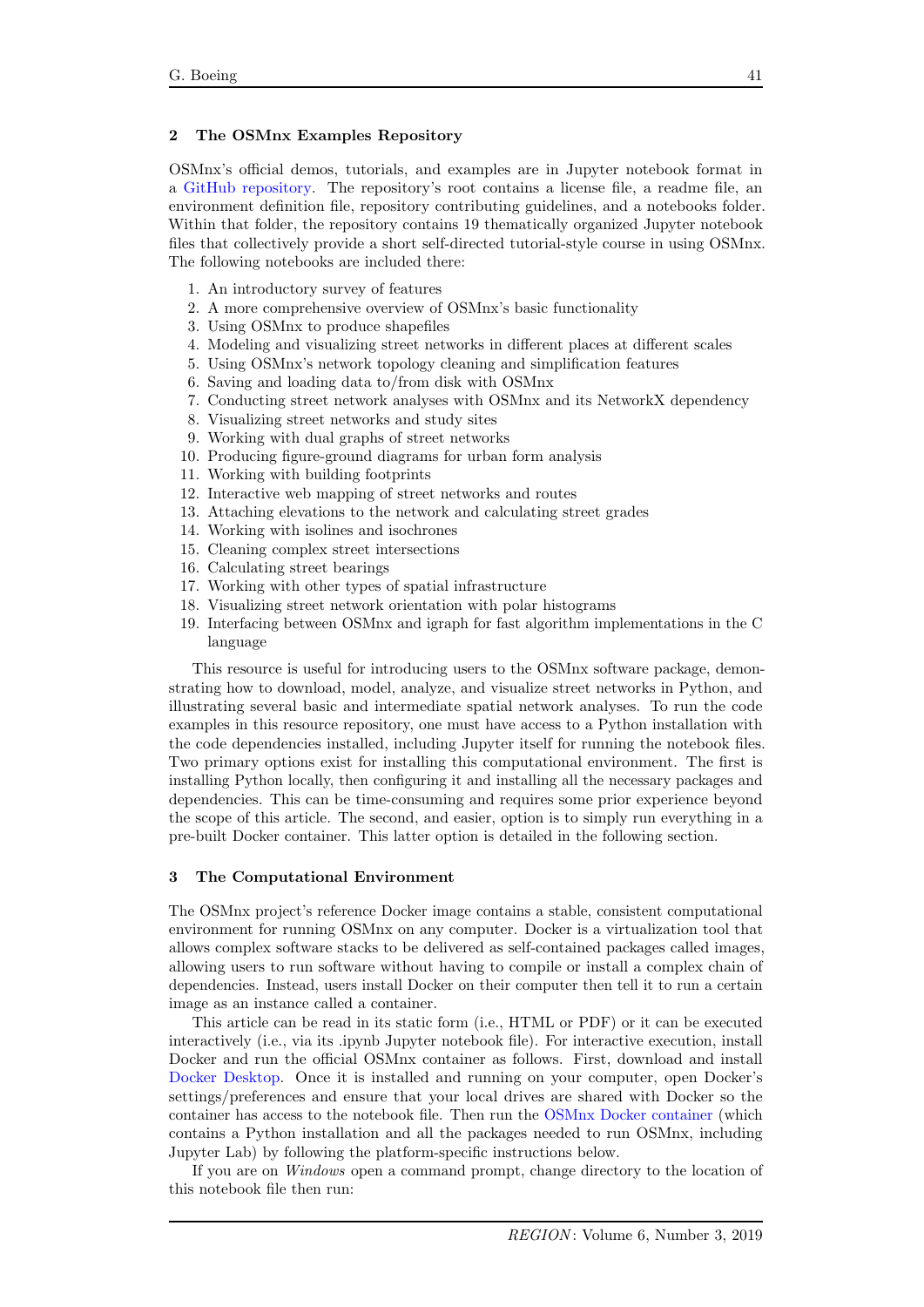## 2 The OSMnx Examples Repository

OSMnx's official demos, tutorials, and examples are in Jupyter notebook format in a GitHub repository. The repository's root contains a license file, a readme file, an environment definition file, repository contributing guidelines, and a notebooks folder. Within that folder, the repository contains 19 thematically organized Jupyter notebook files that collectively provide a short self-directed tutorial-style course in using OSMnx. The following notebooks are included there:

1. An introductory survey of features
2. A more comprehensive overview of OSMnx's basic functionality
3. Using OSMnx to produce shapefiles
4. Modeling and visualizing street networks in different places at different scales
5. Using OSMnx's network topology cleaning and simplification features
6. Saving and loading data to/from disk with OSMnx
7. Conducting street network analyses with OSMnx and its NetworkX dependency
8. Visualizing street networks and study sites
9. Working with dual graphs of street networks
10. Producing figure-ground diagrams for urban form analysis
11. Working with building footprints
12. Interactive web mapping of street networks and routes
13. Attaching elevations to the network and calculating street grades
14. Working with isolines and isochrones
15. Cleaning complex street intersections
16. Calculating street bearings
17. Working with other types of spatial infrastructure
18. Visualizing street network orientation with polar histograms
19. Interfacing between OSMnx and igraph for fast algorithm implementations in the C language

This resource is useful for introducing users to the OSMnx software package, demonstrating how to download, model, analyze, and visualize street networks in Python, and illustrating several basic and intermediate spatial network analyses. To run the code examples in this resource repository, one must have access to a Python installation with the code dependencies installed, including Jupyter itself for running the notebook files. Two primary options exist for installing this computational environment. The first is installing Python locally, then configuring it and installing all the necessary packages and dependencies. This can be time-consuming and requires some prior experience beyond the scope of this article. The second, and easier, option is to simply run everything in a pre-built Docker container. This latter option is detailed in the following section.

## 3 The Computational Environment

The OSMnx project's reference Docker image contains a stable, consistent computational environment for running OSMnx on any computer. Docker is a virtualization tool that allows complex software stacks to be delivered as self-contained packages called images, allowing users to run software without having to compile or install a complex chain of dependencies. Instead, users install Docker on their computer then tell it to run a certain image as an instance called a container.

This article can be read in its static form (i.e., HTML or PDF) or it can be executed interactively (i.e., via its .ipynb Jupyter notebook file). For interactive execution, install Docker and run the official OSMnx container as follows. First, download and install Docker Desktop. Once it is installed and running on your computer, open Docker's settings/preferences and ensure that your local drives are shared with Docker so the container has access to the notebook file. Then run the OSMnx Docker container (which contains a Python installation and all the packages needed to run OSMnx, including Jupyter Lab) by following the platform-specific instructions below.

If you are on *Windows* open a command prompt, change directory to the location of this notebook file then run: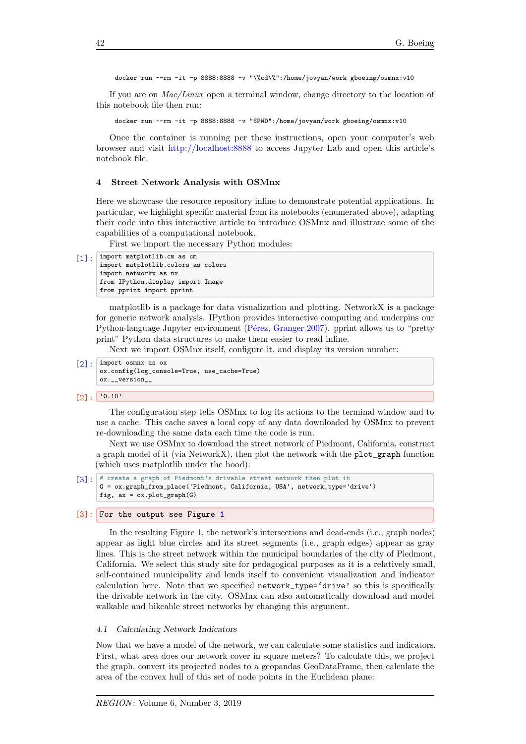```
docker run --rm -it -p 8888:8888 -v "\%cd\%":/home/jovyan/work gboeing/osmnx:v10
```

If you are on *Mac/Linux* open a terminal window, change directory to the location of this notebook file then run:

```
docker run --rm -it -p 8888:8888 -v "$PWD":/home/jovyan/work gboeing/osmnx:v10
```

Once the container is running per these instructions, open your computer's web browser and visit http://localhost:8888 to access Jupyter Lab and open this article's notebook file.

## 4 Street Network Analysis with OSMnx

Here we showcase the resource repository inline to demonstrate potential applications. In particular, we highlight specific material from its notebooks (enumerated above), adapting their code into this interactive article to introduce OSMnx and illustrate some of the capabilities of a computational notebook.

First we import the necessary Python modules:

[1]:
```
import matplotlib.cm as cm
import matplotlib.colors as colors
import networkx as nx
from IPython.display import Image
from pprint import pprint
```

matplotlib is a package for data visualization and plotting. NetworkX is a package for generic network analysis. IPython provides interactive computing and underpins our Python-language Jupyter environment (Pérez, Granger 2007). pprint allows us to "pretty print" Python data structures to make them easier to read inline.

Next we import OSMnx itself, configure it, and display its version number:

[2]:
```
import osmnx as ox
ox.config(log_console=True, use_cache=True)
ox.__version__
```

[2]:
```
'0.10'
```

The configuration step tells OSMnx to log its actions to the terminal window and to use a cache. This cache saves a local copy of any data downloaded by OSMnx to prevent re-downloading the same data each time the code is run.

Next we use OSMnx to download the street network of Piedmont, California, construct a graph model of it (via NetworkX), then plot the network with the `plot_graph` function (which uses matplotlib under the hood):

[3]:
```
# create a graph of Piedmont's drivable street network then plot it
G = ox.graph_from_place('Piedmont, California, USA', network_type='drive')
fig, ax = ox.plot_graph(G)
```

[3]:
```
For the output see Figure 1
```

In the resulting Figure 1, the network's intersections and dead-ends (i.e., graph nodes) appear as light blue circles and its street segments (i.e., graph edges) appear as gray lines. This is the street network within the municipal boundaries of the city of Piedmont, California. We select this study site for pedagogical purposes as it is a relatively small, self-contained municipality and lends itself to convenient visualization and indicator calculation here. Note that we specified `network_type='drive'` so this is specifically the drivable network in the city. OSMnx can also automatically download and model walkable and bikeable street networks by changing this argument.

### 4.1 *Calculating Network Indicators*

Now that we have a model of the network, we can calculate some statistics and indicators. First, what area does our network cover in square meters? To calculate this, we project the graph, convert its projected nodes to a geopandas GeoDataFrame, then calculate the area of the convex hull of this set of node points in the Euclidean plane: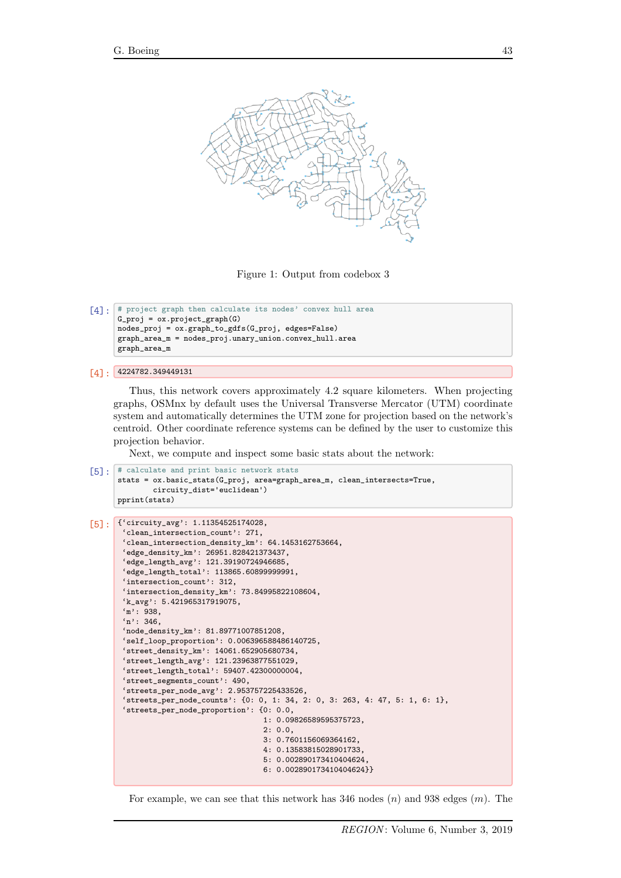Figure 1: Output from codebox 3

[4]:
```
# project graph then calculate its nodes' convex hull area
G_proj = ox.project_graph(G)
nodes_proj = ox.graph_to_gdfs(G_proj, edges=False)
graph_area_m = nodes_proj.unary_union.convex_hull.area
graph_area_m
```

[4]:
```
4224782.349449131
```

Thus, this network covers approximately 4.2 square kilometers. When projecting graphs, OSMnx by default uses the Universal Transverse Mercator (UTM) coordinate system and automatically determines the UTM zone for projection based on the network's centroid. Other coordinate reference systems can be defined by the user to customize this projection behavior.

Next, we compute and inspect some basic stats about the network:

[5]:
```
# calculate and print basic network stats
stats = ox.basic_stats(G_proj, area=graph_area_m, clean_intersects=True,
        circuity_dist='euclidean')
pprint(stats)
```

[5]:
```
{'circuity_avg': 1.11354525174028,
 'clean_intersection_count': 271,
 'clean_intersection_density_km': 64.1453162753664,
 'edge_density_km': 26951.828421373437,
 'edge_length_avg': 121.39190724946685,
 'edge_length_total': 113865.60899999991,
 'intersection_count': 312,
 'intersection_density_km': 73.84995822108604,
 'k_avg': 5.421965317919075,
 'm': 938,
 'n': 346,
 'node_density_km': 81.89771007851208,
 'self_loop_proportion': 0.006396588486140725,
 'street_density_km': 14061.652905680734,
 'street_length_avg': 121.23963877551029,
 'street_length_total': 59407.42300000004,
 'street_segments_count': 490,
 'streets_per_node_avg': 2.953757225433526,
 'streets_per_node_counts': {0: 0, 1: 34, 2: 0, 3: 263, 4: 47, 5: 1, 6: 1},
 'streets_per_node_proportion': {0: 0.0,
                                 1: 0.09826589595375723,
                                 2: 0.0,
                                 3: 0.7601156069364162,
                                 4: 0.13583815028901733,
                                 5: 0.002890173410404624,
                                 6: 0.002890173410404624}}
```

For example, we can see that this network has 346 nodes ($n$) and 938 edges ($m$). The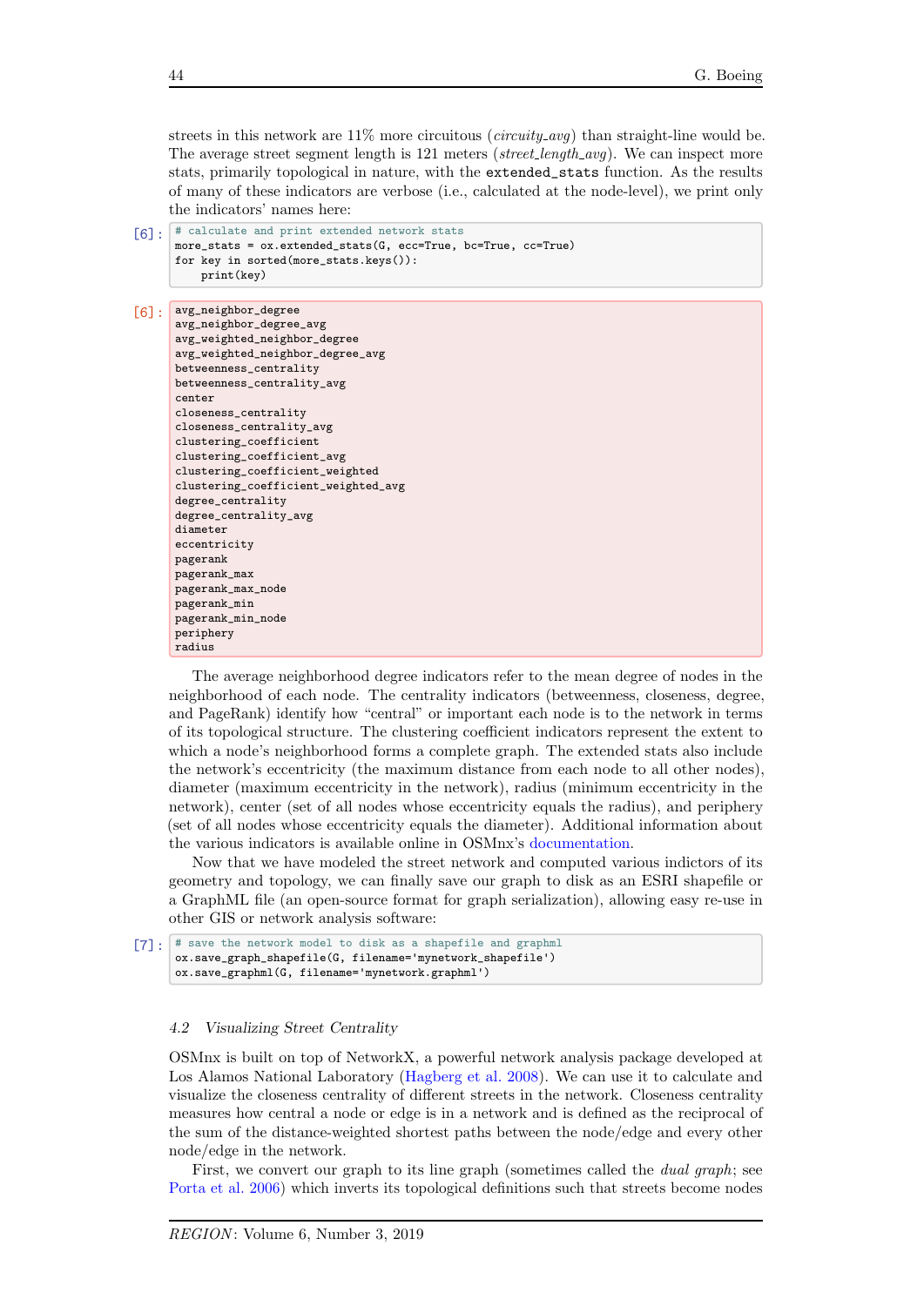streets in this network are 11% more circuitous (*circuity_avg*) than straight-line would be. The average street segment length is 121 meters (*street_length_avg*). We can inspect more stats, primarily topological in nature, with the `extended_stats` function. As the results of many of these indicators are verbose (i.e., calculated at the node-level), we print only the indicators' names here:

```
[6]: # calculate and print extended network stats
more_stats = ox.extended_stats(G, ecc=True, bc=True, cc=True)
for key in sorted(more_stats.keys()):
    print(key)
```

```
[6]: avg_neighbor_degree
avg_neighbor_degree_avg
avg_weighted_neighbor_degree
avg_weighted_neighbor_degree_avg
betweenness_centrality
betweenness_centrality_avg
center
closeness_centrality
closeness_centrality_avg
clustering_coefficient
clustering_coefficient_avg
clustering_coefficient_weighted
clustering_coefficient_weighted_avg
degree_centrality
degree_centrality_avg
diameter
eccentricity
pagerank
pagerank_max
pagerank_max_node
pagerank_min
pagerank_min_node
periphery
radius
```

The average neighborhood degree indicators refer to the mean degree of nodes in the neighborhood of each node. The centrality indicators (betweenness, closeness, degree, and PageRank) identify how "central" or important each node is to the network in terms of its topological structure. The clustering coefficient indicators represent the extent to which a node's neighborhood forms a complete graph. The extended stats also include the network's eccentricity (the maximum distance from each node to all other nodes), diameter (maximum eccentricity in the network), radius (minimum eccentricity in the network), center (set of all nodes whose eccentricity equals the radius), and periphery (set of all nodes whose eccentricity equals the diameter). Additional information about the various indicators is available online in OSMnx's documentation.

Now that we have modeled the street network and computed various indictors of its geometry and topology, we can finally save our graph to disk as an ESRI shapefile or a GraphML file (an open-source format for graph serialization), allowing easy re-use in other GIS or network analysis software:

```
[7]: # save the network model to disk as a shapefile and graphml
ox.save_graph_shapefile(G, filename='mynetwork_shapefile')
ox.save_graphml(G, filename='mynetwork.graphml')
```

### *4.2 Visualizing Street Centrality*

OSMnx is built on top of NetworkX, a powerful network analysis package developed at Los Alamos National Laboratory (Hagberg et al. 2008). We can use it to calculate and visualize the closeness centrality of different streets in the network. Closeness centrality measures how central a node or edge is in a network and is defined as the reciprocal of the sum of the distance-weighted shortest paths between the node/edge and every other node/edge in the network.

First, we convert our graph to its line graph (sometimes called the *dual graph*; see Porta et al. 2006) which inverts its topological definitions such that streets become nodes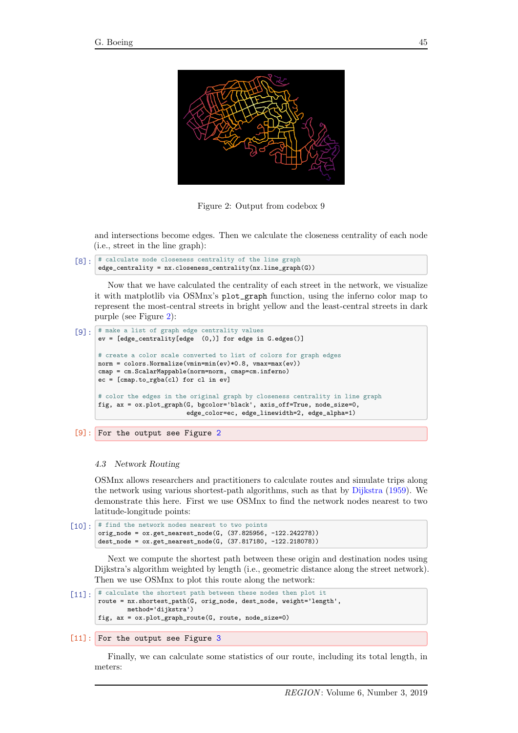Figure 2: Output from codebox 9

and intersections become edges. Then we calculate the closeness centrality of each node (i.e., street in the line graph):

[8]:
```
# calculate node closeness centrality of the line graph
edge_centrality = nx.closeness_centrality(nx.line_graph(G))
```

Now that we have calculated the centrality of each street in the network, we visualize it with matplotlib via OSMnx's `plot_graph` function, using the inferno color map to represent the most-central streets in bright yellow and the least-central streets in dark purple (see Figure 2):

[9]:
```
# make a list of graph edge centrality values
ev = [edge_centrality[edge  (0,)] for edge in G.edges()]

# create a color scale converted to list of colors for graph edges
norm = colors.Normalize(vmin=min(ev)*0.8, vmax=max(ev))
cmap = cm.ScalarMappable(norm=norm, cmap=cm.inferno)
ec = [cmap.to_rgba(cl) for cl in ev]

# color the edges in the original graph by closeness centrality in line graph
fig, ax = ox.plot_graph(G, bgcolor='black', axis_off=True, node_size=0,
                        edge_color=ec, edge_linewidth=2, edge_alpha=1)
```

[9]:
```
For the output see Figure 2
```

### 4.3 Network Routing

OSMnx allows researchers and practitioners to calculate routes and simulate trips along the network using various shortest-path algorithms, such as that by Dijkstra (1959). We demonstrate this here. First we use OSMnx to find the network nodes nearest to two latitude-longitude points:

[10]:
```
# find the network nodes nearest to two points
orig_node = ox.get_nearest_node(G, (37.825956, -122.242278))
dest_node = ox.get_nearest_node(G, (37.817180, -122.218078))
```

Next we compute the shortest path between these origin and destination nodes using Dijkstra's algorithm weighted by length (i.e., geometric distance along the street network). Then we use OSMnx to plot this route along the network:

[11]:
```
# calculate the shortest path between these nodes then plot it
route = nx.shortest_path(G, orig_node, dest_node, weight='length',
        method='dijkstra')
fig, ax = ox.plot_graph_route(G, route, node_size=0)
```

[11]:
```
For the output see Figure 3
```

Finally, we can calculate some statistics of our route, including its total length, in meters: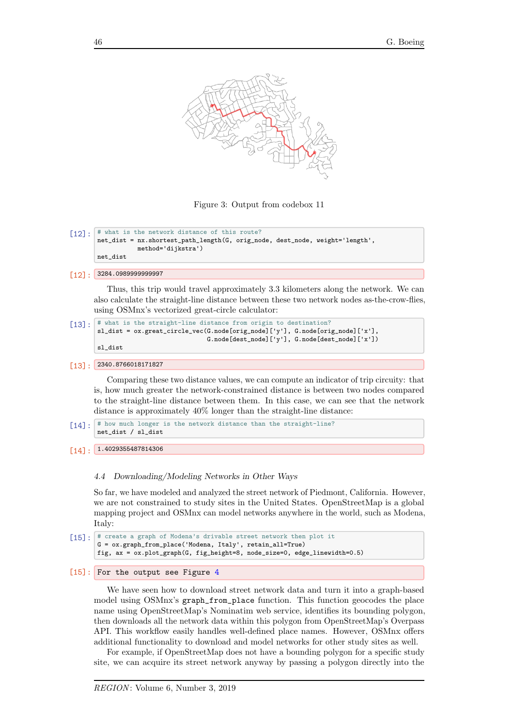Figure 3: Output from codebox 11

[12]:
```
# what is the network distance of this route?
net_dist = nx.shortest_path_length(G, orig_node, dest_node, weight='length',
           method='dijkstra')
net_dist
```

[12]:
```
3284.0989999999997
```

Thus, this trip would travel approximately 3.3 kilometers along the network. We can also calculate the straight-line distance between these two network nodes as-the-crow-flies, using OSMnx's vectorized great-circle calculator:

[13]:
```
# what is the straight-line distance from origin to destination?
sl_dist = ox.great_circle_vec(G.node[orig_node]['y'], G.node[orig_node]['x'],
                              G.node[dest_node]['y'], G.node[dest_node]['x'])
sl_dist
```

[13]:
```
2340.8766018171827
```

Comparing these two distance values, we can compute an indicator of trip circuity: that is, how much greater the network-constrained distance is between two nodes compared to the straight-line distance between them. In this case, we can see that the network distance is approximately 40% longer than the straight-line distance:

[14]:
```
# how much longer is the network distance than the straight-line?
net_dist / sl_dist
```

[14]:
```
1.40293554878143O6
```

### *4.4 Downloading/Modeling Networks in Other Ways*

So far, we have modeled and analyzed the street network of Piedmont, California. However, we are not constrained to study sites in the United States. OpenStreetMap is a global mapping project and OSMnx can model networks anywhere in the world, such as Modena, Italy:

[15]:
```
# create a graph of Modena's drivable street network then plot it
G = ox.graph_from_place('Modena, Italy', retain_all=True)
fig, ax = ox.plot_graph(G, fig_height=8, node_size=0, edge_linewidth=0.5)
```

[15]: For the output see Figure 4

We have seen how to download street network data and turn it into a graph-based model using OSMnx's `graph_from_place` function. This function geocodes the place name using OpenStreetMap's Nominatim web service, identifies its bounding polygon, then downloads all the network data within this polygon from OpenStreetMap's Overpass API. This workflow easily handles well-defined place names. However, OSMnx offers additional functionality to download and model networks for other study sites as well.

For example, if OpenStreetMap does not have a bounding polygon for a specific study site, we can acquire its street network anyway by passing a polygon directly into the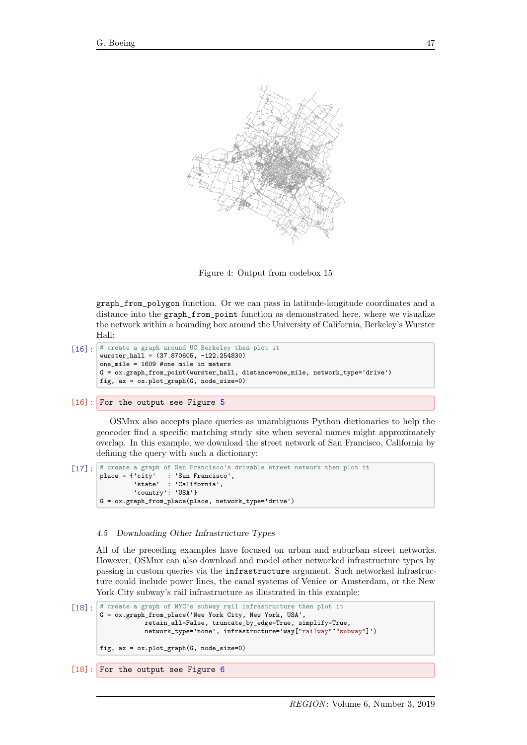Figure 4: Output from codebox 15

graph_from_polygon function. Or we can pass in latitude-longitude coordinates and a distance into the graph_from_point function as demonstrated here, where we visualize the network within a bounding box around the University of California, Berkeley's Wurster Hall:

[16]:
```
# create a graph around UC Berkeley then plot it
wurster_hall = (37.870605, -122.254830)
one_mile = 1609 #one mile in meters
G = ox.graph_from_point(wurster_hall, distance=one_mile, network_type='drive')
fig, ax = ox.plot_graph(G, node_size=0)
```

[16]:
```
For the output see Figure 5
```

OSMnx also accepts place queries as unambiguous Python dictionaries to help the geocoder find a specific matching study site when several names might approximately overlap. In this example, we download the street network of San Francisco, California by defining the query with such a dictionary:

[17]:
```
# create a graph of San Francisco's drivable street network then plot it
place = {'city'   : 'San Francisco',
         'state'  : 'California',
         'country': 'USA'}
G = ox.graph_from_place(place, network_type='drive')
```

### 4.5 Downloading Other Infrastructure Types

All of the preceding examples have focused on urban and suburban street networks. However, OSMnx can also download and model other networked infrastructure types by passing in custom queries via the infrastructure argument. Such networked infrastructure could include power lines, the canal systems of Venice or Amsterdam, or the New York City subway's rail infrastructure as illustrated in this example:

[18]:
```
# create a graph of NYC's subway rail infrastructure then plot it
G = ox.graph_from_place('New York City, New York, USA',
            retain_all=False, truncate_by_edge=True, simplify=True,
            network_type='none', infrastructure='way["railway"~"subway"]')

fig, ax = ox.plot_graph(G, node_size=0)
```

[18]:
```
For the output see Figure 6
```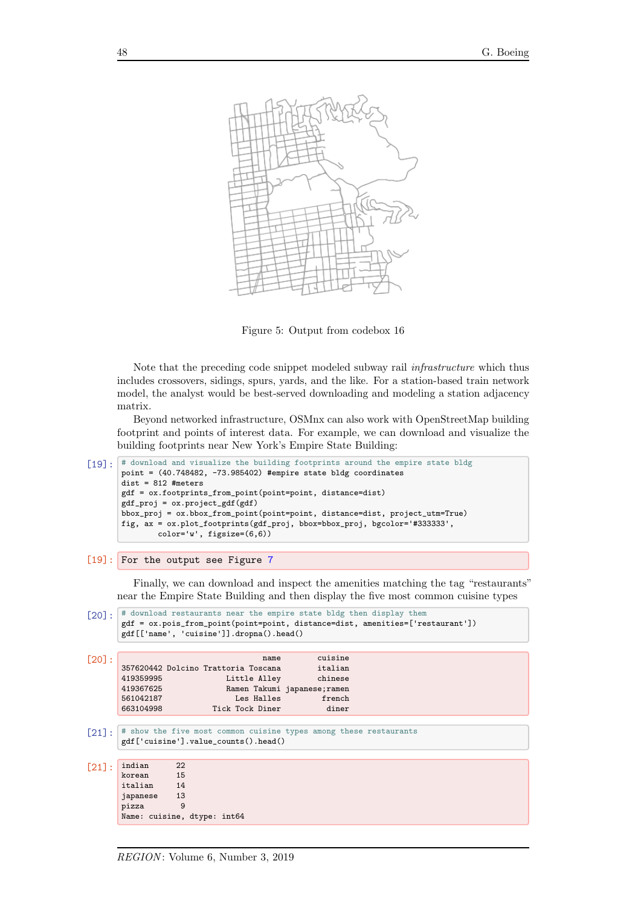Figure 5: Output from codebox 16

Note that the preceding code snippet modeled subway rail *infrastructure* which thus includes crossovers, sidings, spurs, yards, and the like. For a station-based train network model, the analyst would be best-served downloading and modeling a station adjacency matrix.

Beyond networked infrastructure, OSMnx can also work with OpenStreetMap building footprint and points of interest data. For example, we can download and visualize the building footprints near New York's Empire State Building:

[19]:
```
# download and visualize the building footprints around the empire state bldg
point = (40.748482, -73.985402) #empire state bldg coordinates
dist = 812 #meters
gdf = ox.footprints_from_point(point=point, distance=dist)
gdf_proj = ox.project_gdf(gdf)
bbox_proj = ox.bbox_from_point(point=point, distance=dist, project_utm=True)
fig, ax = ox.plot_footprints(gdf_proj, bbox=bbox_proj, bgcolor='#333333',
        color='w', figsize=(6,6))
```

[19]:
```
For the output see Figure 7
```

Finally, we can download and inspect the amenities matching the tag "restaurants" near the Empire State Building and then display the five most common cuisine types

[20]:
```
# download restaurants near the empire state bldg then display them
gdf = ox.pois_from_point(point=point, distance=dist, amenities=['restaurant'])
gdf[['name', 'cuisine']].dropna().head()
```

[20]:
```
                                 name        cuisine
357620442 Dolcino Trattoria Toscana        italian
419359995               Little Alley        chinese
419367625              Ramen Takumi japanese;ramen
561042187                 Les Halles         french
663104998             Tick Tock Diner          diner
```

[21]:
```
# show the five most common cuisine types among these restaurants
gdf['cuisine'].value_counts().head()
```

[21]:
```
indian      22
korean      15
italian     14
japanese    13
pizza        9
Name: cuisine, dtype: int64
```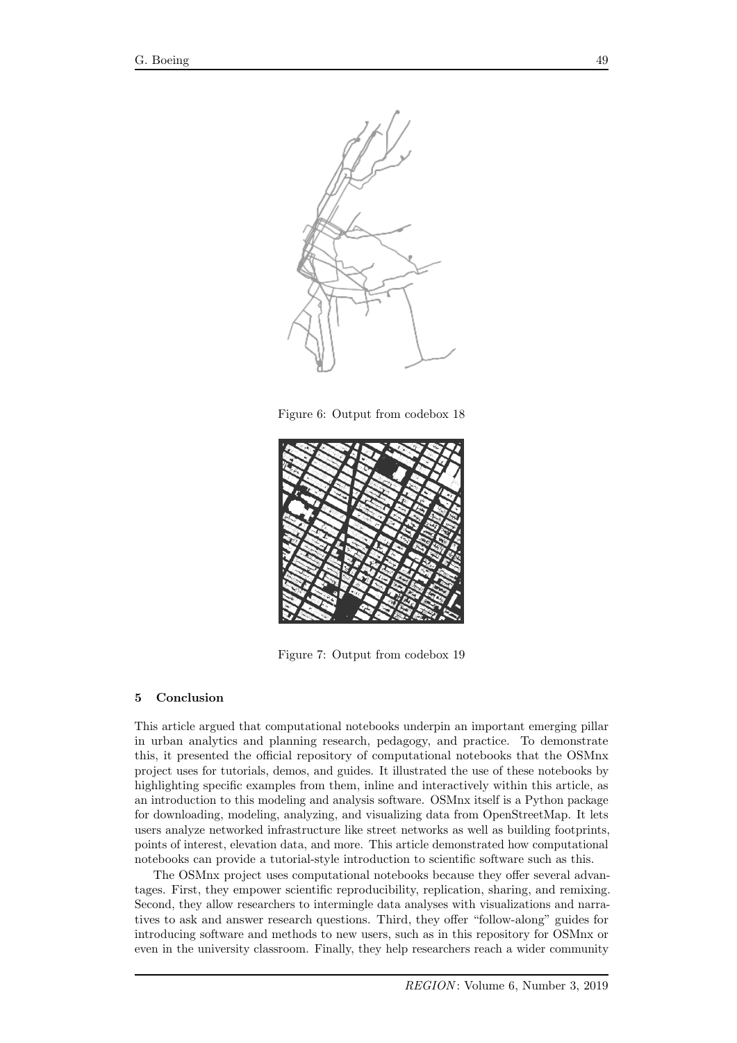Figure 6: Output from codebox 18

Figure 7: Output from codebox 19

## 5 Conclusion

This article argued that computational notebooks underpin an important emerging pillar in urban analytics and planning research, pedagogy, and practice. To demonstrate this, it presented the official repository of computational notebooks that the OSMnx project uses for tutorials, demos, and guides. It illustrated the use of these notebooks by highlighting specific examples from them, inline and interactively within this article, as an introduction to this modeling and analysis software. OSMnx itself is a Python package for downloading, modeling, analyzing, and visualizing data from OpenStreetMap. It lets users analyze networked infrastructure like street networks as well as building footprints, points of interest, elevation data, and more. This article demonstrated how computational notebooks can provide a tutorial-style introduction to scientific software such as this.

The OSMnx project uses computational notebooks because they offer several advantages. First, they empower scientific reproducibility, replication, sharing, and remixing. Second, they allow researchers to intermingle data analyses with visualizations and narratives to ask and answer research questions. Third, they offer "follow-along" guides for introducing software and methods to new users, such as in this repository for OSMnx or even in the university classroom. Finally, they help researchers reach a wider community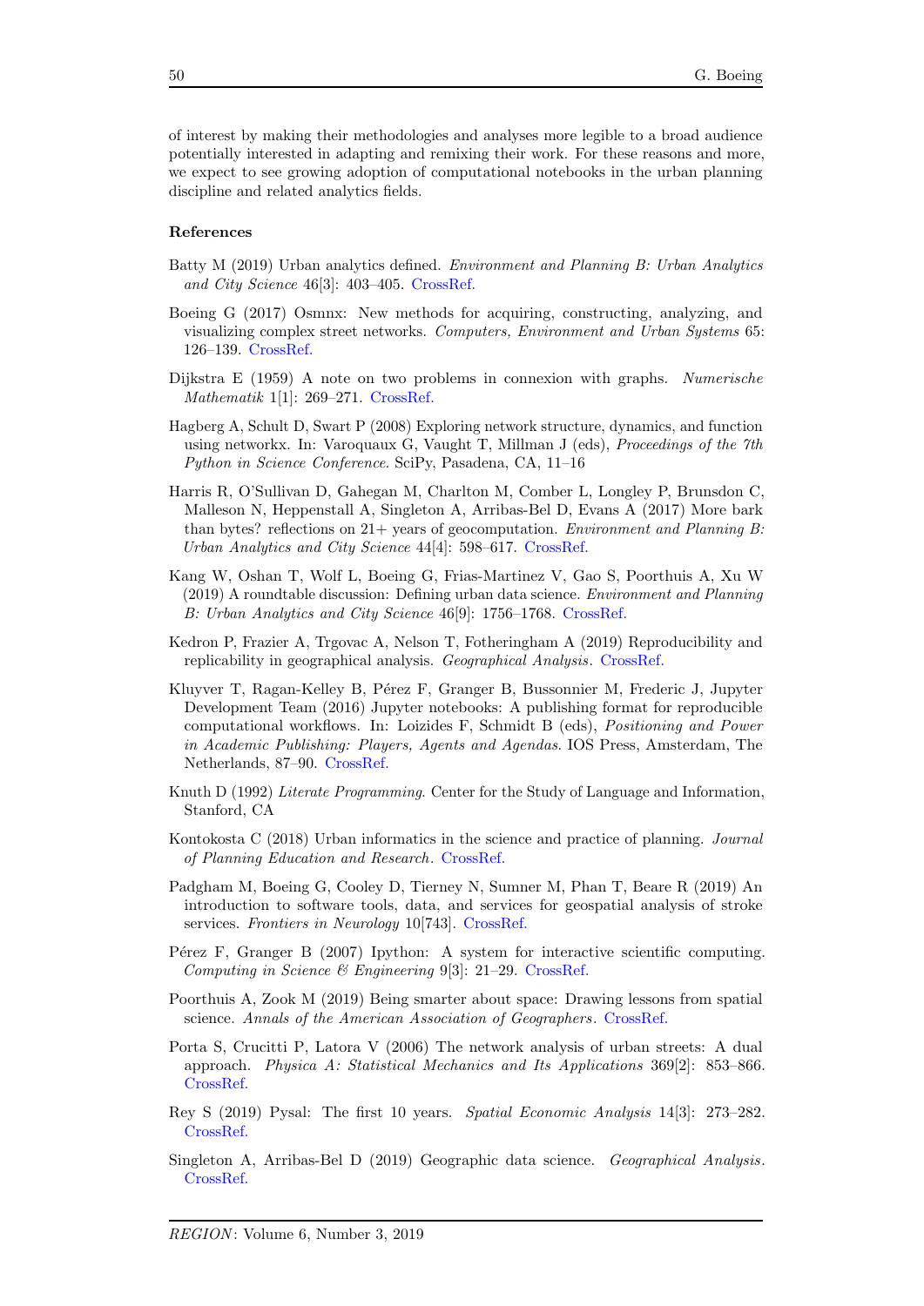of interest by making their methodologies and analyses more legible to a broad audience potentially interested in adapting and remixing their work. For these reasons and more, we expect to see growing adoption of computational notebooks in the urban planning discipline and related analytics fields.

### References

Batty M (2019) Urban analytics defined. *Environment and Planning B: Urban Analytics and City Science* 46[3]: 403–405. CrossRef.

Boeing G (2017) Osmnx: New methods for acquiring, constructing, analyzing, and visualizing complex street networks. *Computers, Environment and Urban Systems* 65: 126–139. CrossRef.

Dijkstra E (1959) A note on two problems in connexion with graphs. *Numerische Mathematik* 1[1]: 269–271. CrossRef.

Hagberg A, Schult D, Swart P (2008) Exploring network structure, dynamics, and function using networkx. In: Varoquaux G, Vaught T, Millman J (eds), *Proceedings of the 7th Python in Science Conference*. SciPy, Pasadena, CA, 11–16

Harris R, O'Sullivan D, Gahegan M, Charlton M, Comber L, Longley P, Brunsdon C, Malleson N, Heppenstall A, Singleton A, Arribas-Bel D, Evans A (2017) More bark than bytes? reflections on 21+ years of geocomputation. *Environment and Planning B: Urban Analytics and City Science* 44[4]: 598–617. CrossRef.

Kang W, Oshan T, Wolf L, Boeing G, Frias-Martinez V, Gao S, Poorthuis A, Xu W (2019) A roundtable discussion: Defining urban data science. *Environment and Planning B: Urban Analytics and City Science* 46[9]: 1756–1768. CrossRef.

Kedron P, Frazier A, Trgovac A, Nelson T, Fotheringham A (2019) Reproducibility and replicability in geographical analysis. *Geographical Analysis*. CrossRef.

Kluyver T, Ragan-Kelley B, Pérez F, Granger B, Bussonnier M, Frederic J, Jupyter Development Team (2016) Jupyter notebooks: A publishing format for reproducible computational workflows. In: Loizides F, Schmidt B (eds), *Positioning and Power in Academic Publishing: Players, Agents and Agendas*. IOS Press, Amsterdam, The Netherlands, 87–90. CrossRef.

Knuth D (1992) *Literate Programming*. Center for the Study of Language and Information, Stanford, CA

Kontokosta C (2018) Urban informatics in the science and practice of planning. *Journal of Planning Education and Research*. CrossRef.

Padgham M, Boeing G, Cooley D, Tierney N, Sumner M, Phan T, Beare R (2019) An introduction to software tools, data, and services for geospatial analysis of stroke services. *Frontiers in Neurology* 10[743]. CrossRef.

Pérez F, Granger B (2007) Ipython: A system for interactive scientific computing. *Computing in Science & Engineering* 9[3]: 21–29. CrossRef.

Poorthuis A, Zook M (2019) Being smarter about space: Drawing lessons from spatial science. *Annals of the American Association of Geographers*. CrossRef.

Porta S, Crucitti P, Latora V (2006) The network analysis of urban streets: A dual approach. *Physica A: Statistical Mechanics and Its Applications* 369[2]: 853–866. CrossRef.

Rey S (2019) Pysal: The first 10 years. *Spatial Economic Analysis* 14[3]: 273–282. CrossRef.

Singleton A, Arribas-Bel D (2019) Geographic data science. *Geographical Analysis*. CrossRef.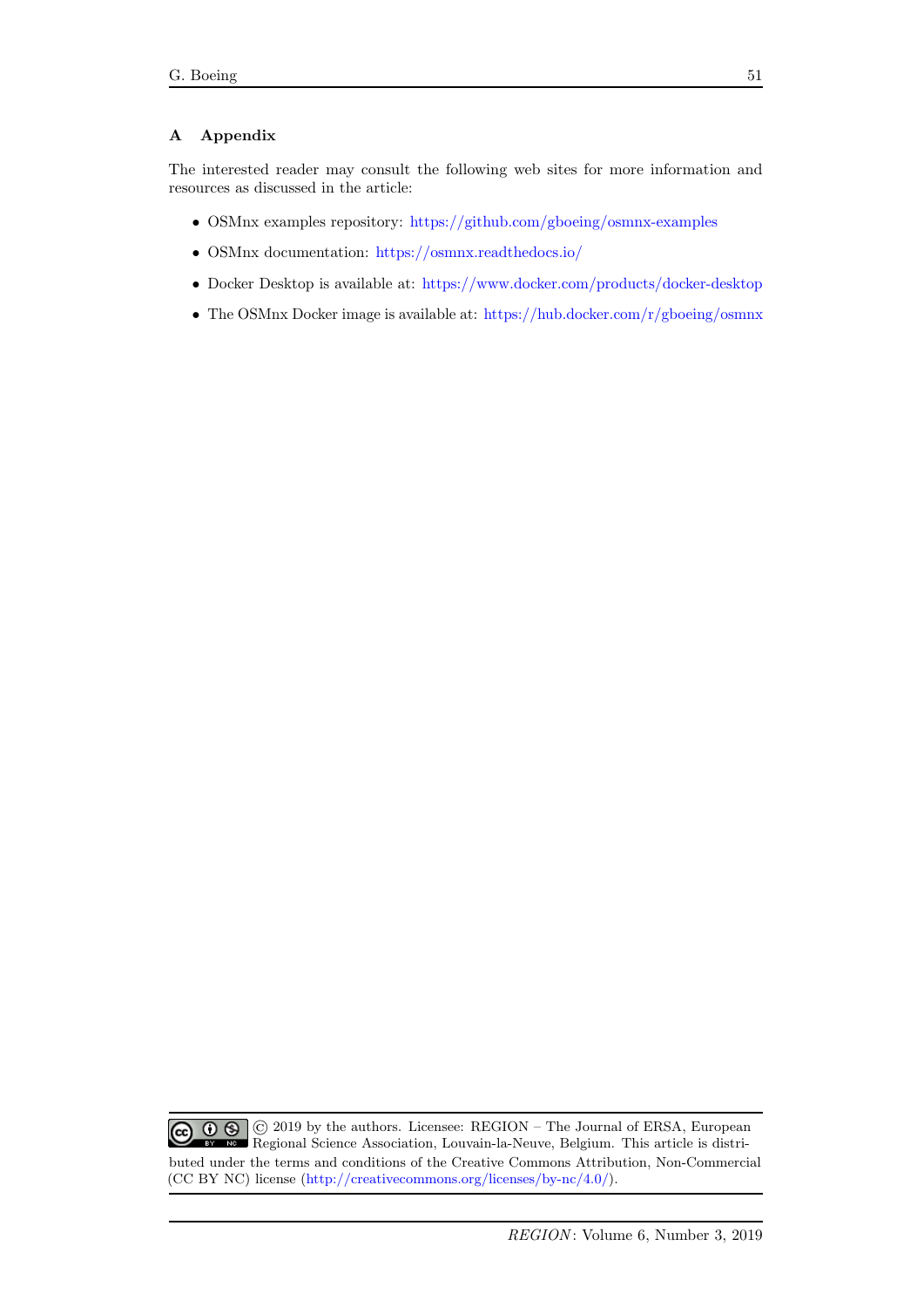## A Appendix

The interested reader may consult the following web sites for more information and resources as discussed in the article:

- OSMnx examples repository: https://github.com/gboeing/osmnx-examples
- OSMnx documentation: https://osmnx.readthedocs.io/
- Docker Desktop is available at: https://www.docker.com/products/docker-desktop
- The OSMnx Docker image is available at: https://hub.docker.com/r/gboeing/osmnx

© 2019 by the authors. Licensee: REGION – The Journal of ERSA, European Regional Science Association, Louvain-la-Neuve, Belgium. This article is distributed under the terms and conditions of the Creative Commons Attribution, Non-Commercial (CC BY NC) license (http://creativecommons.org/licenses/by-nc/4.0/).